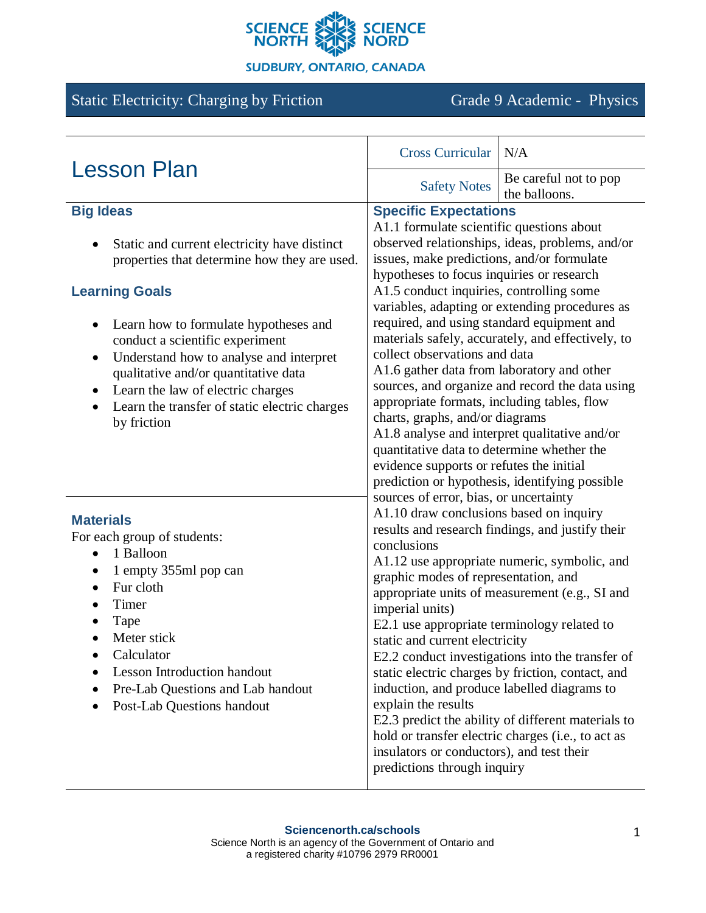SCIENCE NORTH SCIENCE NORD

SUDBURY, ONTARIO, CANADA

Static Electricity: Charging by Friction — Grade 9 Academic - Physics

# Lesson Plan

| Cross Curricular | N/A |
| --- | --- |
| Safety Notes | Be careful not to pop the balloons. |

## Big Ideas

- Static and current electricity have distinct properties that determine how they are used.

## Learning Goals

- Learn how to formulate hypotheses and conduct a scientific experiment
- Understand how to analyse and interpret qualitative and/or quantitative data
- Learn the law of electric charges
- Learn the transfer of static electric charges by friction

## Materials

For each group of students:

- 1 Balloon
- 1 empty 355ml pop can
- Fur cloth
- Timer
- Tape
- Meter stick
- Calculator
- Lesson Introduction handout
- Pre-Lab Questions and Lab handout
- Post-Lab Questions handout

## Specific Expectations

A1.1 formulate scientific questions about observed relationships, ideas, problems, and/or issues, make predictions, and/or formulate hypotheses to focus inquiries or research

A1.5 conduct inquiries, controlling some variables, adapting or extending procedures as required, and using standard equipment and materials safely, accurately, and effectively, to collect observations and data

A1.6 gather data from laboratory and other sources, and organize and record the data using appropriate formats, including tables, flow charts, graphs, and/or diagrams

A1.8 analyse and interpret qualitative and/or quantitative data to determine whether the evidence supports or refutes the initial prediction or hypothesis, identifying possible sources of error, bias, or uncertainty

A1.10 draw conclusions based on inquiry results and research findings, and justify their conclusions

A1.12 use appropriate numeric, symbolic, and graphic modes of representation, and appropriate units of measurement (e.g., SI and imperial units)

E2.1 use appropriate terminology related to static and current electricity

E2.2 conduct investigations into the transfer of static electric charges by friction, contact, and induction, and produce labelled diagrams to explain the results

E2.3 predict the ability of different materials to hold or transfer electric charges (i.e., to act as insulators or conductors), and test their predictions through inquiry

**Sciencenorth.ca/schools**
Science North is an agency of the Government of Ontario and a registered charity #10796 2979 RR0001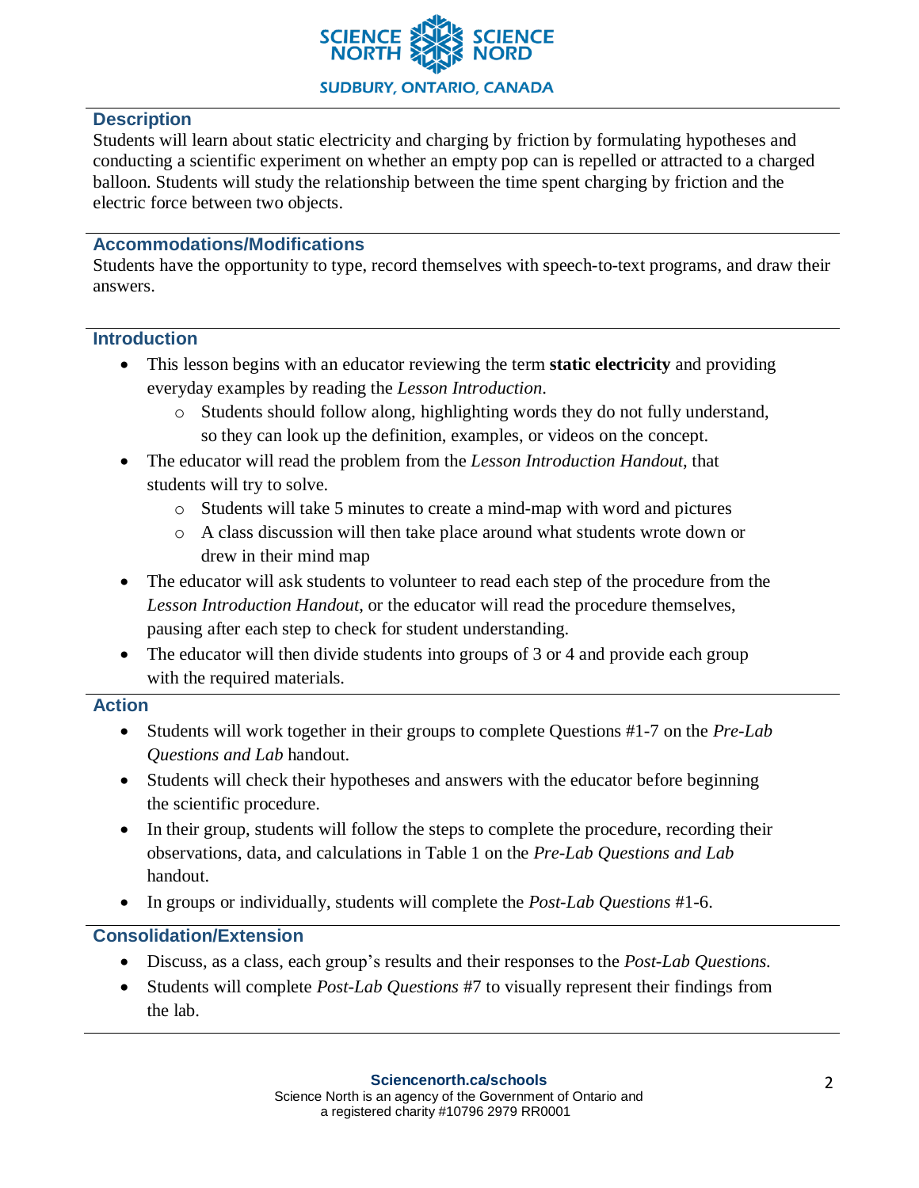## Description

Students will learn about static electricity and charging by friction by formulating hypotheses and conducting a scientific experiment on whether an empty pop can is repelled or attracted to a charged balloon. Students will study the relationship between the time spent charging by friction and the electric force between two objects.

## Accommodations/Modifications

Students have the opportunity to type, record themselves with speech-to-text programs, and draw their answers.

## Introduction

- This lesson begins with an educator reviewing the term **static electricity** and providing everyday examples by reading the *Lesson Introduction*.
    - Students should follow along, highlighting words they do not fully understand, so they can look up the definition, examples, or videos on the concept.
- The educator will read the problem from the *Lesson Introduction Handout*, that students will try to solve.
    - Students will take 5 minutes to create a mind-map with word and pictures
    - A class discussion will then take place around what students wrote down or drew in their mind map
- The educator will ask students to volunteer to read each step of the procedure from the *Lesson Introduction Handout*, or the educator will read the procedure themselves, pausing after each step to check for student understanding.
- The educator will then divide students into groups of 3 or 4 and provide each group with the required materials.

## Action

- Students will work together in their groups to complete Questions #1-7 on the *Pre-Lab Questions and Lab* handout.
- Students will check their hypotheses and answers with the educator before beginning the scientific procedure.
- In their group, students will follow the steps to complete the procedure, recording their observations, data, and calculations in Table 1 on the *Pre-Lab Questions and Lab* handout.
- In groups or individually, students will complete the *Post-Lab Questions* #1-6.

## Consolidation/Extension

- Discuss, as a class, each group's results and their responses to the *Post-Lab Questions.*
- Students will complete *Post-Lab Questions* #7 to visually represent their findings from the lab.